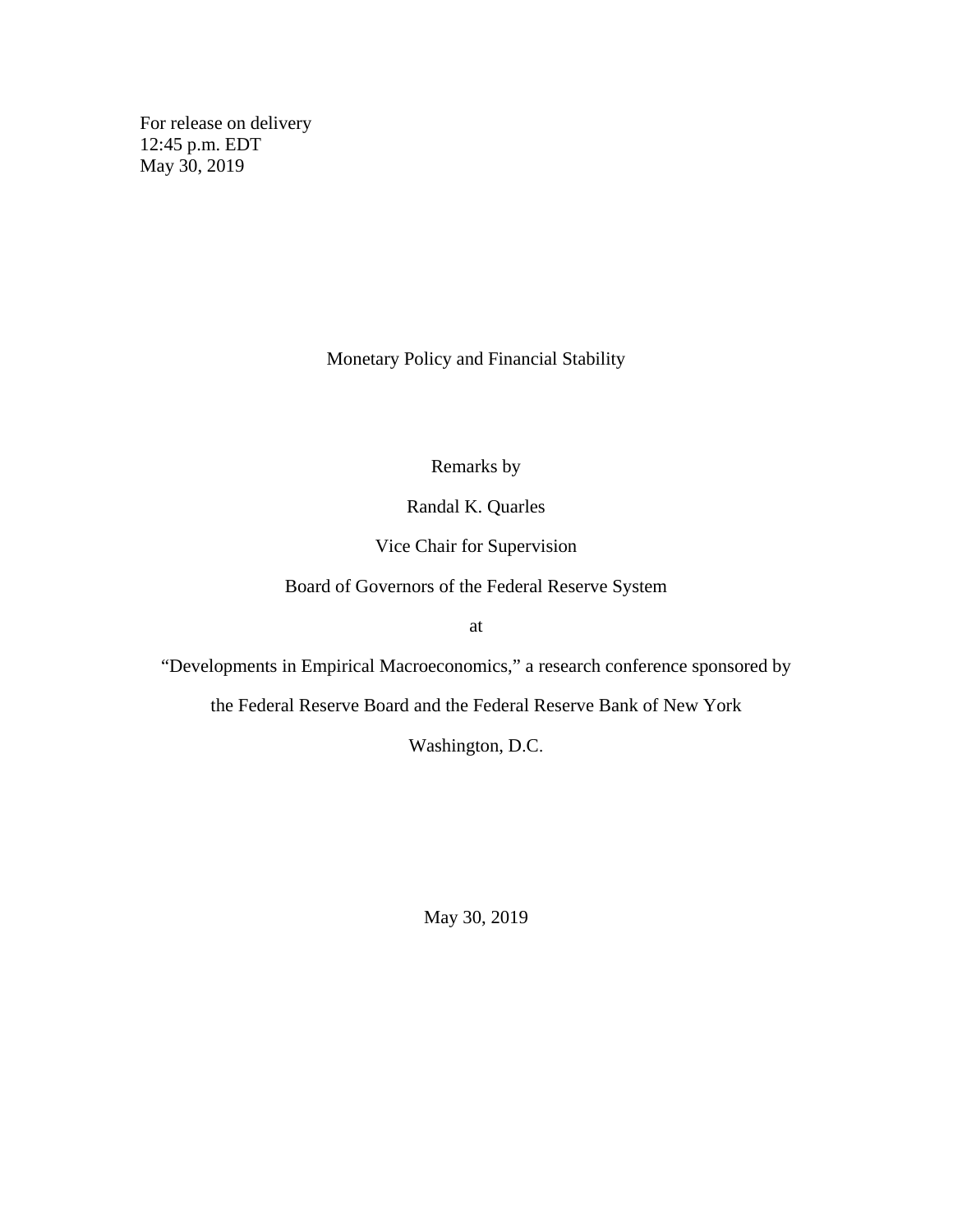For release on delivery
12:45 p.m. EDT
May 30, 2019

# Monetary Policy and Financial Stability

Remarks by

Randal K. Quarles

Vice Chair for Supervision

Board of Governors of the Federal Reserve System

at

"Developments in Empirical Macroeconomics," a research conference sponsored by

the Federal Reserve Board and the Federal Reserve Bank of New York

Washington, D.C.

May 30, 2019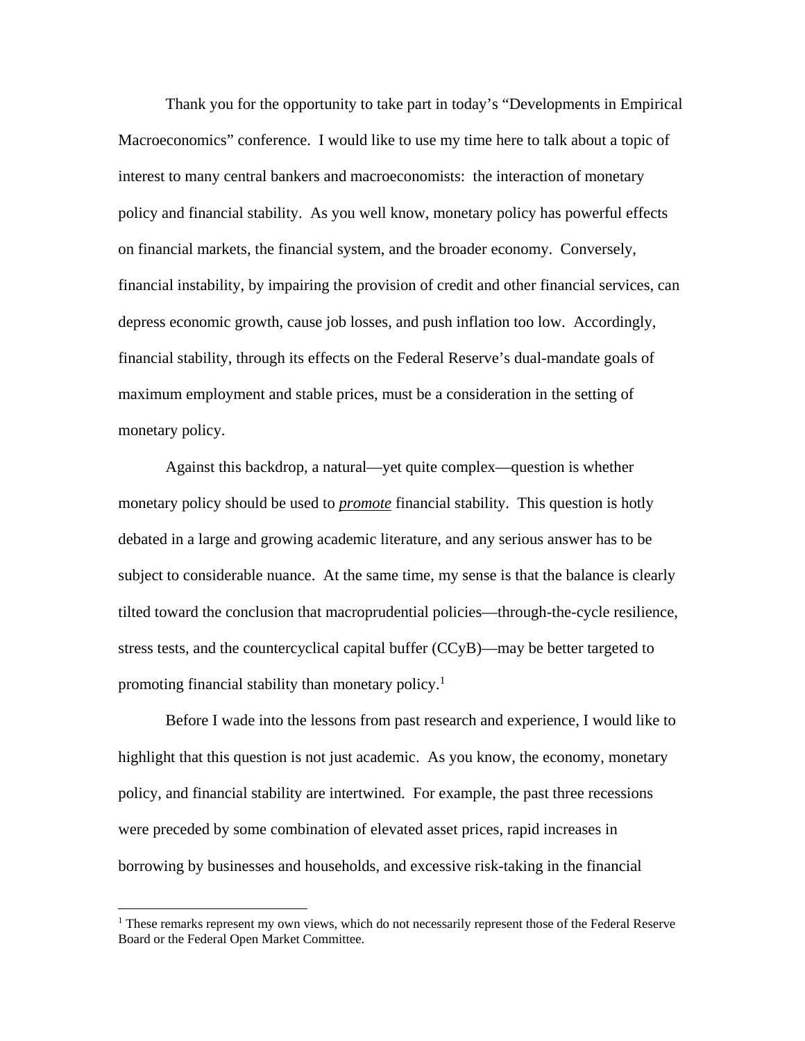Thank you for the opportunity to take part in today's "Developments in Empirical Macroeconomics" conference. I would like to use my time here to talk about a topic of interest to many central bankers and macroeconomists: the interaction of monetary policy and financial stability. As you well know, monetary policy has powerful effects on financial markets, the financial system, and the broader economy. Conversely, financial instability, by impairing the provision of credit and other financial services, can depress economic growth, cause job losses, and push inflation too low. Accordingly, financial stability, through its effects on the Federal Reserve's dual-mandate goals of maximum employment and stable prices, must be a consideration in the setting of monetary policy.

Against this backdrop, a natural—yet quite complex—question is whether monetary policy should be used to ***promote*** financial stability. This question is hotly debated in a large and growing academic literature, and any serious answer has to be subject to considerable nuance. At the same time, my sense is that the balance is clearly tilted toward the conclusion that macroprudential policies—through-the-cycle resilience, stress tests, and the countercyclical capital buffer (CCyB)—may be better targeted to promoting financial stability than monetary policy.[1]

Before I wade into the lessons from past research and experience, I would like to highlight that this question is not just academic. As you know, the economy, monetary policy, and financial stability are intertwined. For example, the past three recessions were preceded by some combination of elevated asset prices, rapid increases in borrowing by businesses and households, and excessive risk-taking in the financial

---

[1] These remarks represent my own views, which do not necessarily represent those of the Federal Reserve Board or the Federal Open Market Committee.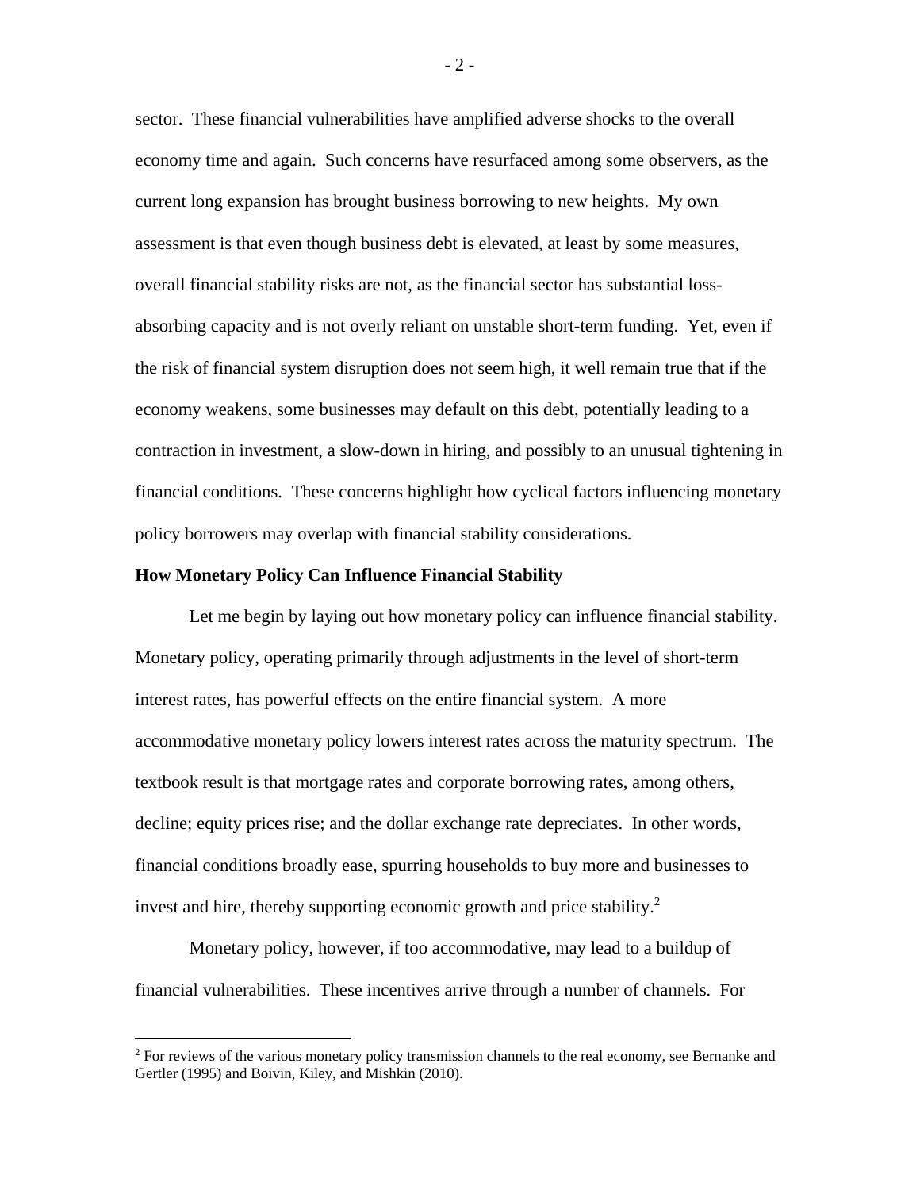sector. These financial vulnerabilities have amplified adverse shocks to the overall economy time and again. Such concerns have resurfaced among some observers, as the current long expansion has brought business borrowing to new heights. My own assessment is that even though business debt is elevated, at least by some measures, overall financial stability risks are not, as the financial sector has substantial loss-absorbing capacity and is not overly reliant on unstable short-term funding. Yet, even if the risk of financial system disruption does not seem high, it well remain true that if the economy weakens, some businesses may default on this debt, potentially leading to a contraction in investment, a slow-down in hiring, and possibly to an unusual tightening in financial conditions. These concerns highlight how cyclical factors influencing monetary policy borrowers may overlap with financial stability considerations.

**How Monetary Policy Can Influence Financial Stability**

Let me begin by laying out how monetary policy can influence financial stability. Monetary policy, operating primarily through adjustments in the level of short-term interest rates, has powerful effects on the entire financial system. A more accommodative monetary policy lowers interest rates across the maturity spectrum. The textbook result is that mortgage rates and corporate borrowing rates, among others, decline; equity prices rise; and the dollar exchange rate depreciates. In other words, financial conditions broadly ease, spurring households to buy more and businesses to invest and hire, thereby supporting economic growth and price stability.[2]

Monetary policy, however, if too accommodative, may lead to a buildup of financial vulnerabilities. These incentives arrive through a number of channels. For

[2] For reviews of the various monetary policy transmission channels to the real economy, see Bernanke and Gertler (1995) and Boivin, Kiley, and Mishkin (2010).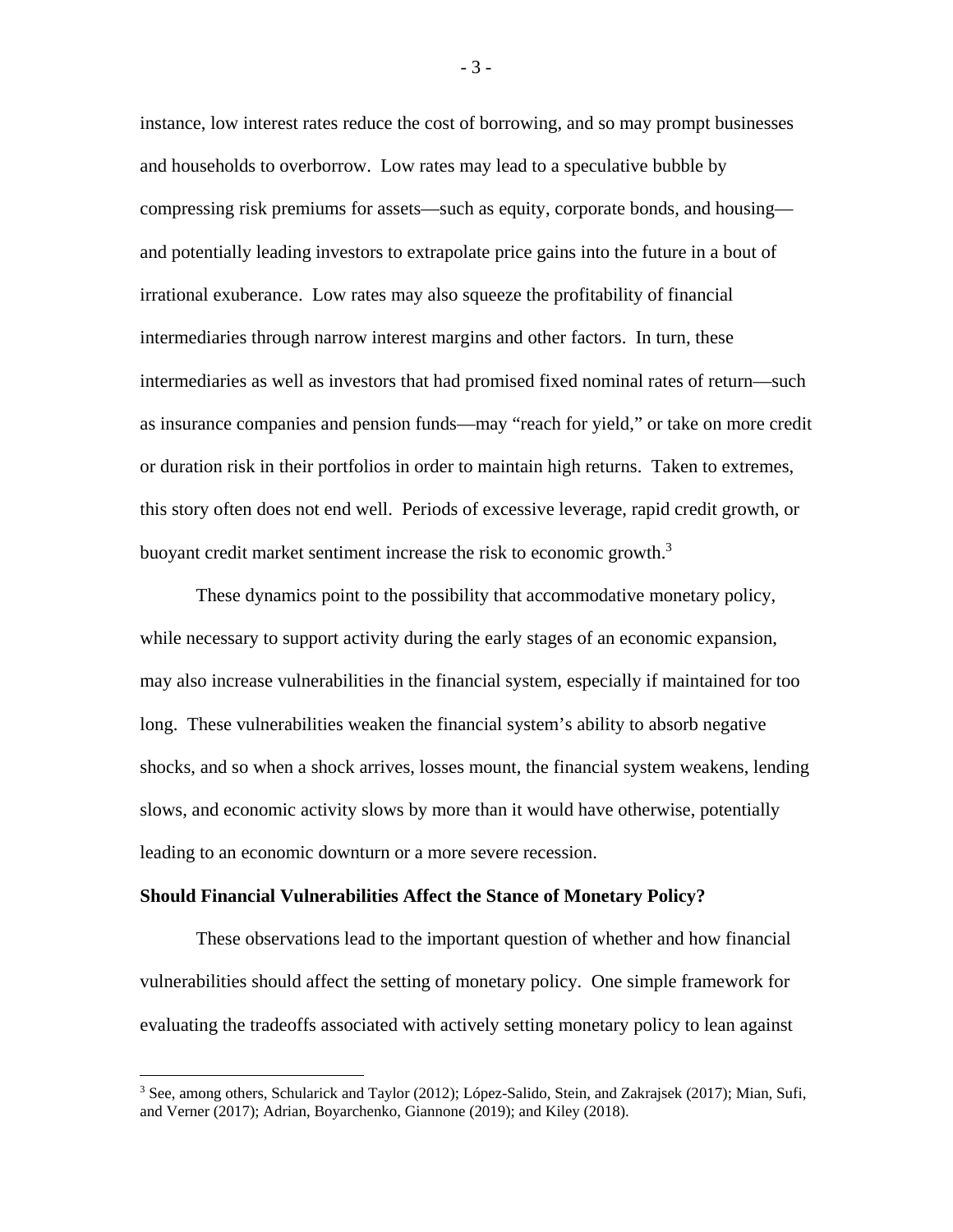instance, low interest rates reduce the cost of borrowing, and so may prompt businesses and households to overborrow. Low rates may lead to a speculative bubble by compressing risk premiums for assets—such as equity, corporate bonds, and housing—and potentially leading investors to extrapolate price gains into the future in a bout of irrational exuberance. Low rates may also squeeze the profitability of financial intermediaries through narrow interest margins and other factors. In turn, these intermediaries as well as investors that had promised fixed nominal rates of return—such as insurance companies and pension funds—may "reach for yield," or take on more credit or duration risk in their portfolios in order to maintain high returns. Taken to extremes, this story often does not end well. Periods of excessive leverage, rapid credit growth, or buoyant credit market sentiment increase the risk to economic growth.[3]

These dynamics point to the possibility that accommodative monetary policy, while necessary to support activity during the early stages of an economic expansion, may also increase vulnerabilities in the financial system, especially if maintained for too long. These vulnerabilities weaken the financial system's ability to absorb negative shocks, and so when a shock arrives, losses mount, the financial system weakens, lending slows, and economic activity slows by more than it would have otherwise, potentially leading to an economic downturn or a more severe recession.

**Should Financial Vulnerabilities Affect the Stance of Monetary Policy?**

These observations lead to the important question of whether and how financial vulnerabilities should affect the setting of monetary policy. One simple framework for evaluating the tradeoffs associated with actively setting monetary policy to lean against

[3] See, among others, Schularick and Taylor (2012); López-Salido, Stein, and Zakrajsek (2017); Mian, Sufi, and Verner (2017); Adrian, Boyarchenko, Giannone (2019); and Kiley (2018).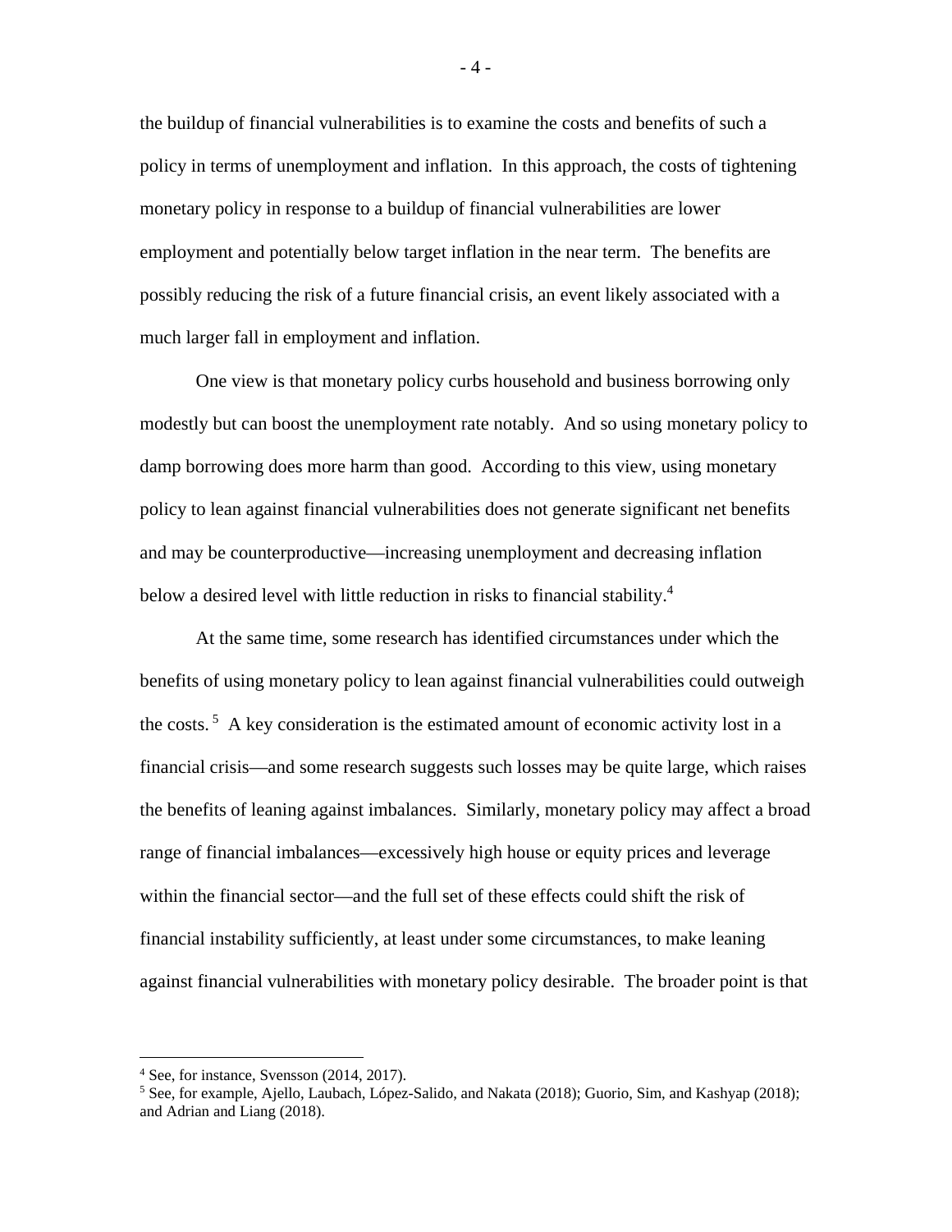the buildup of financial vulnerabilities is to examine the costs and benefits of such a policy in terms of unemployment and inflation. In this approach, the costs of tightening monetary policy in response to a buildup of financial vulnerabilities are lower employment and potentially below target inflation in the near term. The benefits are possibly reducing the risk of a future financial crisis, an event likely associated with a much larger fall in employment and inflation.

One view is that monetary policy curbs household and business borrowing only modestly but can boost the unemployment rate notably. And so using monetary policy to damp borrowing does more harm than good. According to this view, using monetary policy to lean against financial vulnerabilities does not generate significant net benefits and may be counterproductive—increasing unemployment and decreasing inflation below a desired level with little reduction in risks to financial stability.[4]

At the same time, some research has identified circumstances under which the benefits of using monetary policy to lean against financial vulnerabilities could outweigh the costs.[5] A key consideration is the estimated amount of economic activity lost in a financial crisis—and some research suggests such losses may be quite large, which raises the benefits of leaning against imbalances. Similarly, monetary policy may affect a broad range of financial imbalances—excessively high house or equity prices and leverage within the financial sector—and the full set of these effects could shift the risk of financial instability sufficiently, at least under some circumstances, to make leaning against financial vulnerabilities with monetary policy desirable. The broader point is that

---

[4] See, for instance, Svensson (2014, 2017).

[5] See, for example, Ajello, Laubach, López-Salido, and Nakata (2018); Guorio, Sim, and Kashyap (2018); and Adrian and Liang (2018).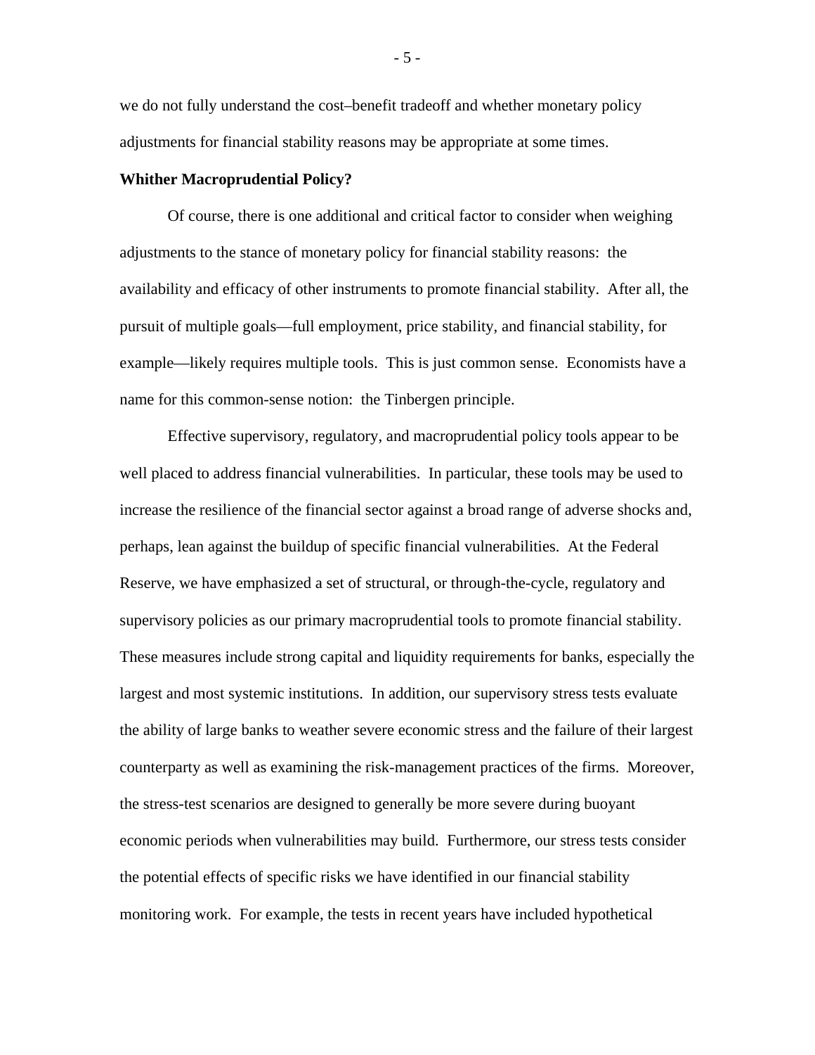we do not fully understand the cost–benefit tradeoff and whether monetary policy adjustments for financial stability reasons may be appropriate at some times.

**Whither Macroprudential Policy?**

Of course, there is one additional and critical factor to consider when weighing adjustments to the stance of monetary policy for financial stability reasons: the availability and efficacy of other instruments to promote financial stability. After all, the pursuit of multiple goals—full employment, price stability, and financial stability, for example—likely requires multiple tools. This is just common sense. Economists have a name for this common-sense notion: the Tinbergen principle.

Effective supervisory, regulatory, and macroprudential policy tools appear to be well placed to address financial vulnerabilities. In particular, these tools may be used to increase the resilience of the financial sector against a broad range of adverse shocks and, perhaps, lean against the buildup of specific financial vulnerabilities. At the Federal Reserve, we have emphasized a set of structural, or through-the-cycle, regulatory and supervisory policies as our primary macroprudential tools to promote financial stability. These measures include strong capital and liquidity requirements for banks, especially the largest and most systemic institutions. In addition, our supervisory stress tests evaluate the ability of large banks to weather severe economic stress and the failure of their largest counterparty as well as examining the risk-management practices of the firms. Moreover, the stress-test scenarios are designed to generally be more severe during buoyant economic periods when vulnerabilities may build. Furthermore, our stress tests consider the potential effects of specific risks we have identified in our financial stability monitoring work. For example, the tests in recent years have included hypothetical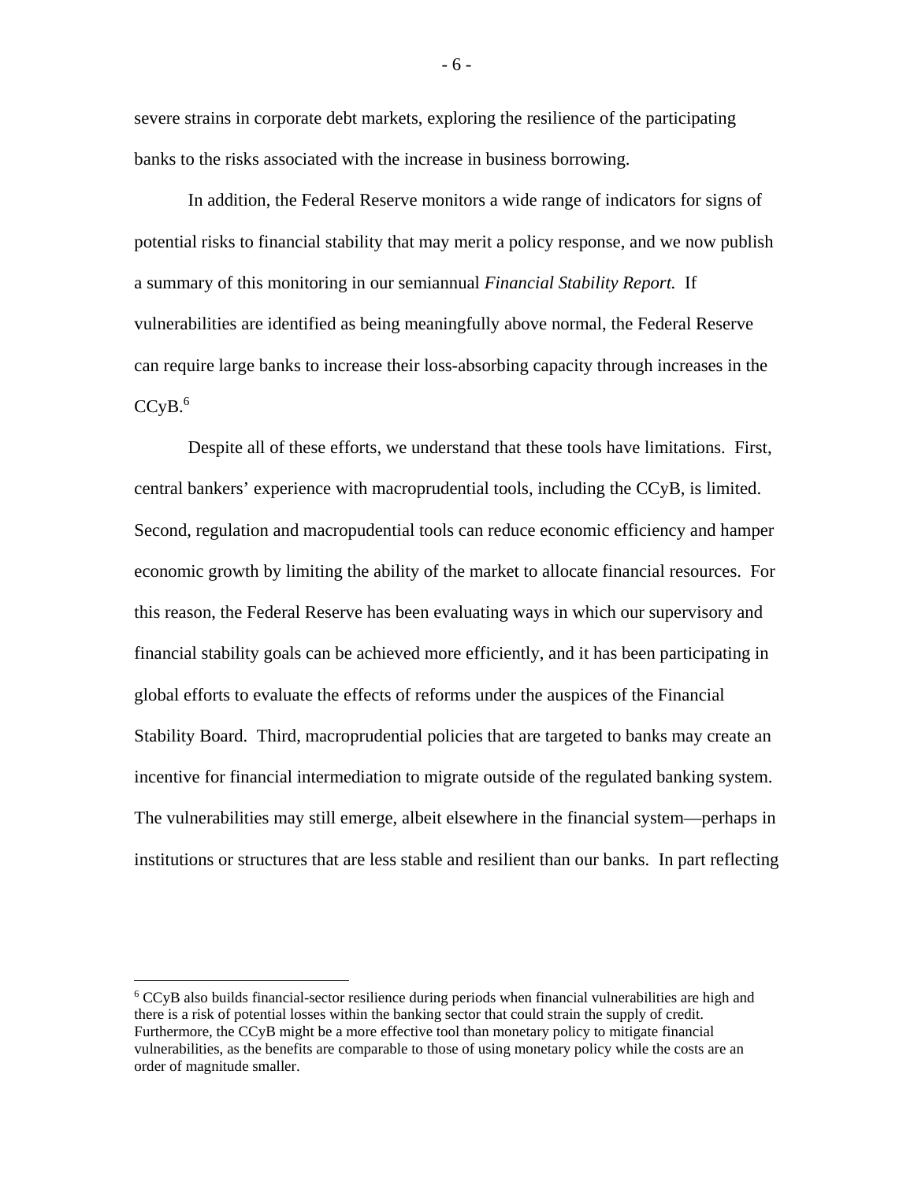severe strains in corporate debt markets, exploring the resilience of the participating banks to the risks associated with the increase in business borrowing.

In addition, the Federal Reserve monitors a wide range of indicators for signs of potential risks to financial stability that may merit a policy response, and we now publish a summary of this monitoring in our semiannual *Financial Stability Report.* If vulnerabilities are identified as being meaningfully above normal, the Federal Reserve can require large banks to increase their loss-absorbing capacity through increases in the CCyB.[6]

Despite all of these efforts, we understand that these tools have limitations. First, central bankers' experience with macroprudential tools, including the CCyB, is limited. Second, regulation and macropudential tools can reduce economic efficiency and hamper economic growth by limiting the ability of the market to allocate financial resources. For this reason, the Federal Reserve has been evaluating ways in which our supervisory and financial stability goals can be achieved more efficiently, and it has been participating in global efforts to evaluate the effects of reforms under the auspices of the Financial Stability Board. Third, macroprudential policies that are targeted to banks may create an incentive for financial intermediation to migrate outside of the regulated banking system. The vulnerabilities may still emerge, albeit elsewhere in the financial system—perhaps in institutions or structures that are less stable and resilient than our banks. In part reflecting

[6] CCyB also builds financial-sector resilience during periods when financial vulnerabilities are high and there is a risk of potential losses within the banking sector that could strain the supply of credit. Furthermore, the CCyB might be a more effective tool than monetary policy to mitigate financial vulnerabilities, as the benefits are comparable to those of using monetary policy while the costs are an order of magnitude smaller.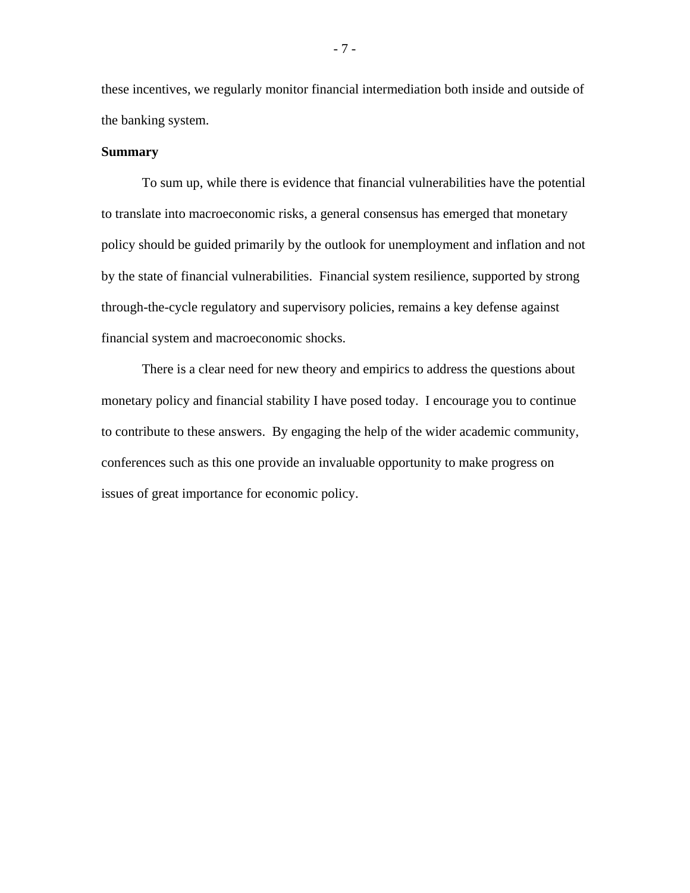these incentives, we regularly monitor financial intermediation both inside and outside of the banking system.

**Summary**

To sum up, while there is evidence that financial vulnerabilities have the potential to translate into macroeconomic risks, a general consensus has emerged that monetary policy should be guided primarily by the outlook for unemployment and inflation and not by the state of financial vulnerabilities. Financial system resilience, supported by strong through-the-cycle regulatory and supervisory policies, remains a key defense against financial system and macroeconomic shocks.

There is a clear need for new theory and empirics to address the questions about monetary policy and financial stability I have posed today. I encourage you to continue to contribute to these answers. By engaging the help of the wider academic community, conferences such as this one provide an invaluable opportunity to make progress on issues of great importance for economic policy.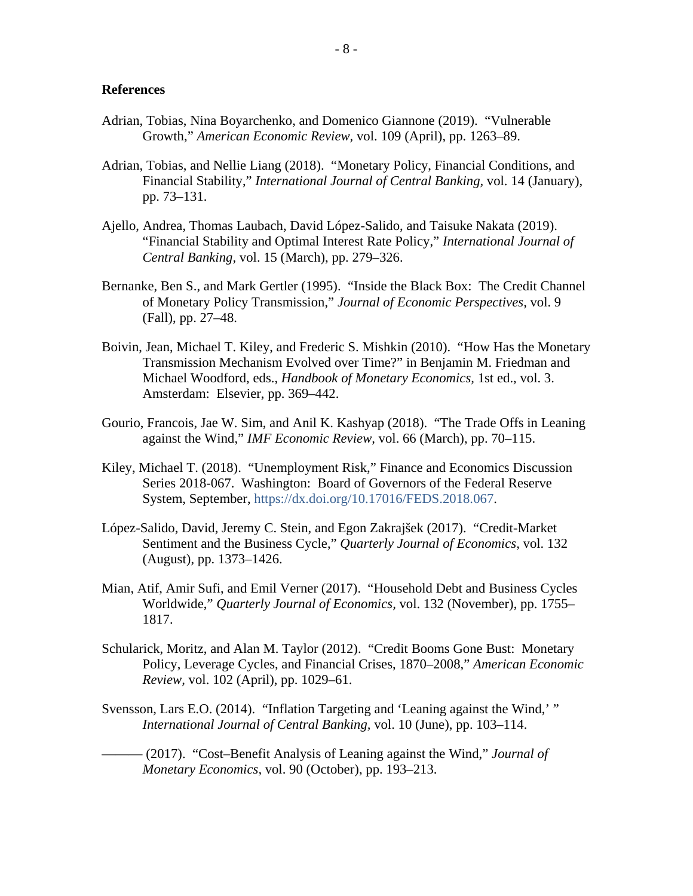## References

Adrian, Tobias, Nina Boyarchenko, and Domenico Giannone (2019). "Vulnerable Growth," *American Economic Review,* vol. 109 (April), pp. 1263–89.

Adrian, Tobias, and Nellie Liang (2018). "Monetary Policy, Financial Conditions, and Financial Stability," *International Journal of Central Banking,* vol. 14 (January), pp. 73–131.

Ajello, Andrea, Thomas Laubach, David López-Salido, and Taisuke Nakata (2019). "Financial Stability and Optimal Interest Rate Policy," *International Journal of Central Banking,* vol. 15 (March), pp. 279–326.

Bernanke, Ben S., and Mark Gertler (1995). "Inside the Black Box: The Credit Channel of Monetary Policy Transmission," *Journal of Economic Perspectives,* vol. 9 (Fall), pp. 27–48.

Boivin, Jean, Michael T. Kiley, and Frederic S. Mishkin (2010). "How Has the Monetary Transmission Mechanism Evolved over Time?" in Benjamin M. Friedman and Michael Woodford, eds., *Handbook of Monetary Economics,* 1st ed., vol. 3. Amsterdam: Elsevier, pp. 369–442.

Gourio, Francois, Jae W. Sim, and Anil K. Kashyap (2018). "The Trade Offs in Leaning against the Wind," *IMF Economic Review,* vol. 66 (March), pp. 70–115.

Kiley, Michael T. (2018). "Unemployment Risk," Finance and Economics Discussion Series 2018-067. Washington: Board of Governors of the Federal Reserve System, September, https://dx.doi.org/10.17016/FEDS.2018.067.

López-Salido, David, Jeremy C. Stein, and Egon Zakrajšek (2017). "Credit-Market Sentiment and the Business Cycle," *Quarterly Journal of Economics,* vol. 132 (August), pp. 1373–1426.

Mian, Atif, Amir Sufi, and Emil Verner (2017). "Household Debt and Business Cycles Worldwide," *Quarterly Journal of Economics,* vol. 132 (November), pp. 1755–1817.

Schularick, Moritz, and Alan M. Taylor (2012). "Credit Booms Gone Bust: Monetary Policy, Leverage Cycles, and Financial Crises, 1870–2008," *American Economic Review,* vol. 102 (April), pp. 1029–61.

Svensson, Lars E.O. (2014). "Inflation Targeting and 'Leaning against the Wind,' " *International Journal of Central Banking,* vol. 10 (June), pp. 103–114.

——— (2017). "Cost–Benefit Analysis of Leaning against the Wind," *Journal of Monetary Economics,* vol. 90 (October), pp. 193–213.